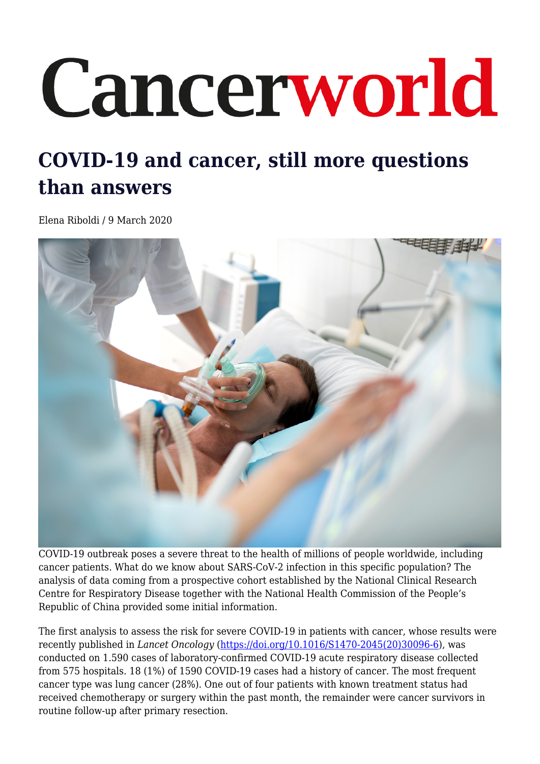# Cancerworld

## COVID-19 and cancer, still more questions than answers

Elena Riboldi / 9 March 2020

COVID-19 outbreak poses a severe threat to the health of millions of people worldwide, including cancer patients. What do we know about SARS-CoV-2 infection in this specific population? The analysis of data coming from a prospective cohort established by the National Clinical Research Centre for Respiratory Disease together with the National Health Commission of the People's Republic of China provided some initial information.

The first analysis to assess the risk for severe COVID-19 in patients with cancer, whose results were recently published in *Lancet Oncology* (https://doi.org/10.1016/S1470-2045(20)30096-6), was conducted on 1.590 cases of laboratory-confirmed COVID-19 acute respiratory disease collected from 575 hospitals. 18 (1%) of 1590 COVID-19 cases had a history of cancer. The most frequent cancer type was lung cancer (28%). One out of four patients with known treatment status had received chemotherapy or surgery within the past month, the remainder were cancer survivors in routine follow-up after primary resection.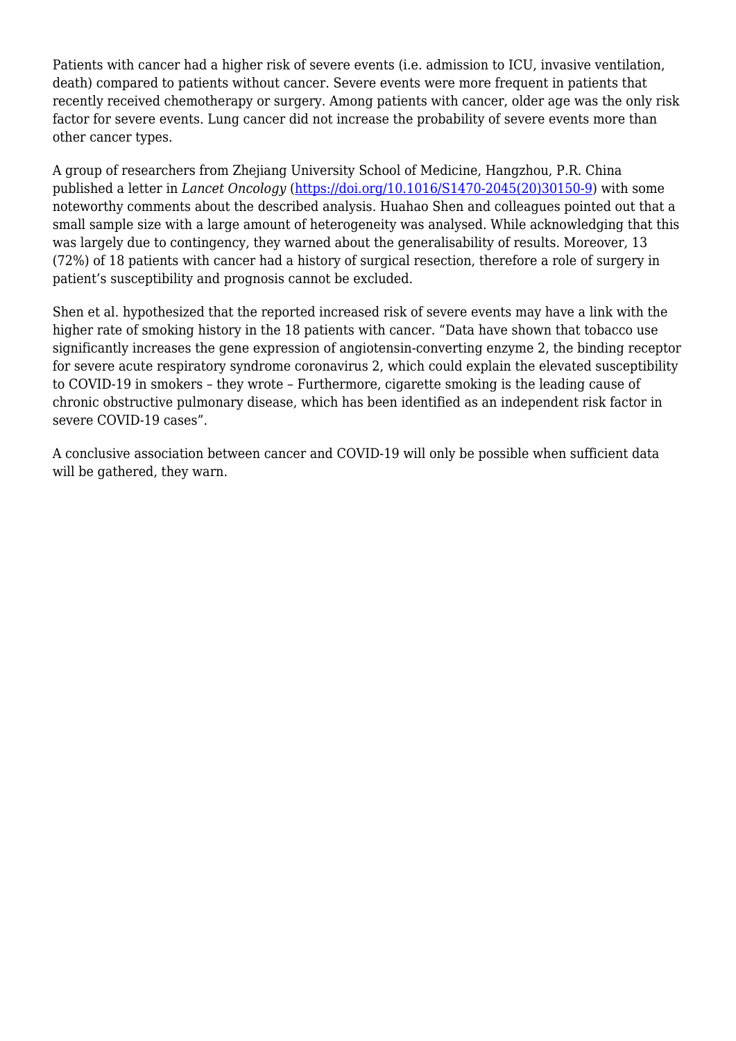Patients with cancer had a higher risk of severe events (i.e. admission to ICU, invasive ventilation, death) compared to patients without cancer. Severe events were more frequent in patients that recently received chemotherapy or surgery. Among patients with cancer, older age was the only risk factor for severe events. Lung cancer did not increase the probability of severe events more than other cancer types.

A group of researchers from Zhejiang University School of Medicine, Hangzhou, P.R. China published a letter in *Lancet Oncology* (https://doi.org/10.1016/S1470-2045(20)30150-9) with some noteworthy comments about the described analysis. Huahao Shen and colleagues pointed out that a small sample size with a large amount of heterogeneity was analysed. While acknowledging that this was largely due to contingency, they warned about the generalisability of results. Moreover, 13 (72%) of 18 patients with cancer had a history of surgical resection, therefore a role of surgery in patient's susceptibility and prognosis cannot be excluded.

Shen et al. hypothesized that the reported increased risk of severe events may have a link with the higher rate of smoking history in the 18 patients with cancer. "Data have shown that tobacco use significantly increases the gene expression of angiotensin-converting enzyme 2, the binding receptor for severe acute respiratory syndrome coronavirus 2, which could explain the elevated susceptibility to COVID-19 in smokers – they wrote – Furthermore, cigarette smoking is the leading cause of chronic obstructive pulmonary disease, which has been identified as an independent risk factor in severe COVID-19 cases".

A conclusive association between cancer and COVID-19 will only be possible when sufficient data will be gathered, they warn.